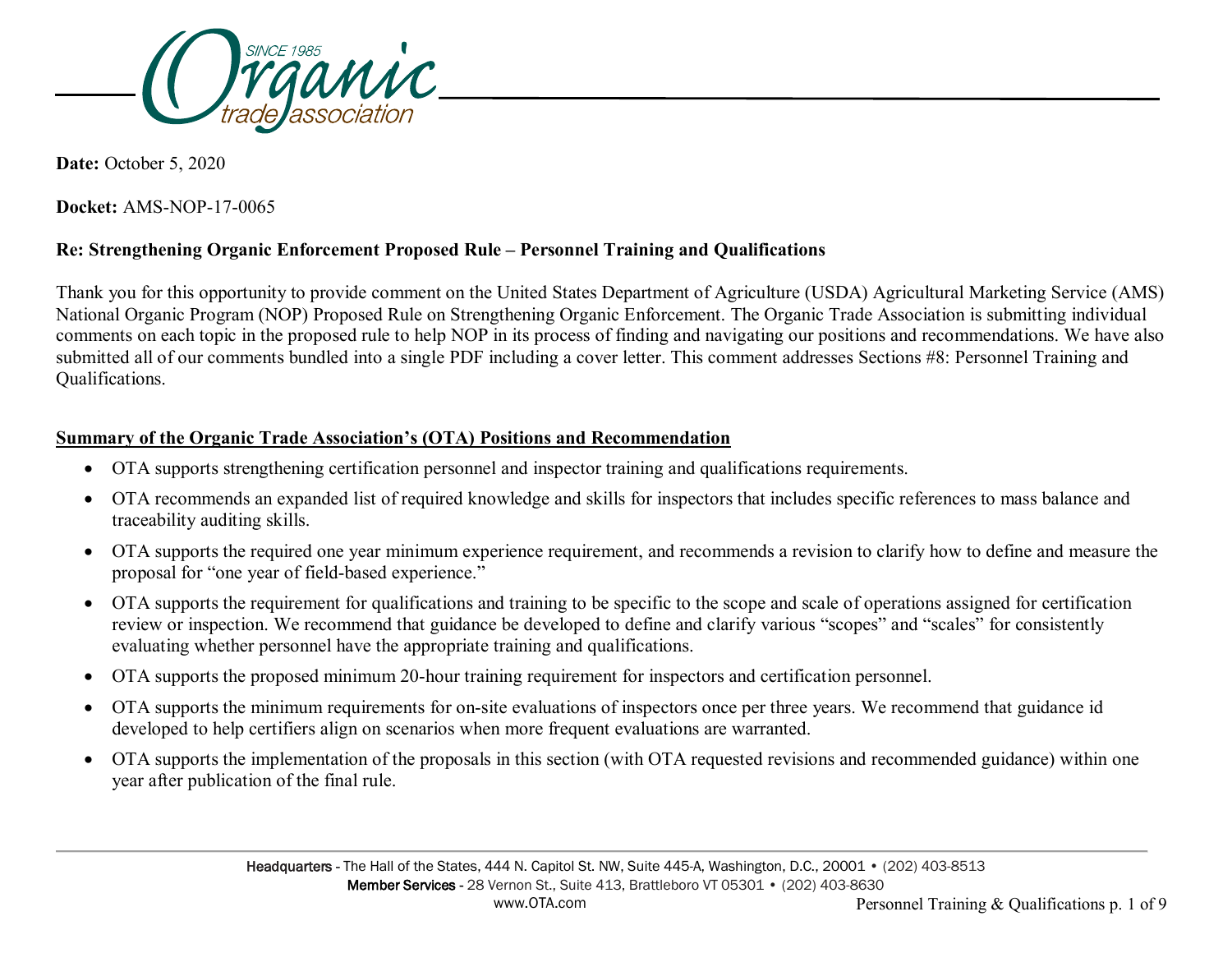**Date:** October 5, 2020

**Docket:** AMS-NOP-17-0065

**Re: Strengthening Organic Enforcement Proposed Rule – Personnel Training and Qualifications**

Thank you for this opportunity to provide comment on the United States Department of Agriculture (USDA) Agricultural Marketing Service (AMS) National Organic Program (NOP) Proposed Rule on Strengthening Organic Enforcement. The Organic Trade Association is submitting individual comments on each topic in the proposed rule to help NOP in its process of finding and navigating our positions and recommendations. We have also submitted all of our comments bundled into a single PDF including a cover letter. This comment addresses Sections #8: Personnel Training and Qualifications.

## Summary of the Organic Trade Association's (OTA) Positions and Recommendation

- OTA supports strengthening certification personnel and inspector training and qualifications requirements.
- OTA recommends an expanded list of required knowledge and skills for inspectors that includes specific references to mass balance and traceability auditing skills.
- OTA supports the required one year minimum experience requirement, and recommends a revision to clarify how to define and measure the proposal for "one year of field-based experience."
- OTA supports the requirement for qualifications and training to be specific to the scope and scale of operations assigned for certification review or inspection. We recommend that guidance be developed to define and clarify various "scopes" and "scales" for consistently evaluating whether personnel have the appropriate training and qualifications.
- OTA supports the proposed minimum 20-hour training requirement for inspectors and certification personnel.
- OTA supports the minimum requirements for on-site evaluations of inspectors once per three years. We recommend that guidance id developed to help certifiers align on scenarios when more frequent evaluations are warranted.
- OTA supports the implementation of the proposals in this section (with OTA requested revisions and recommended guidance) within one year after publication of the final rule.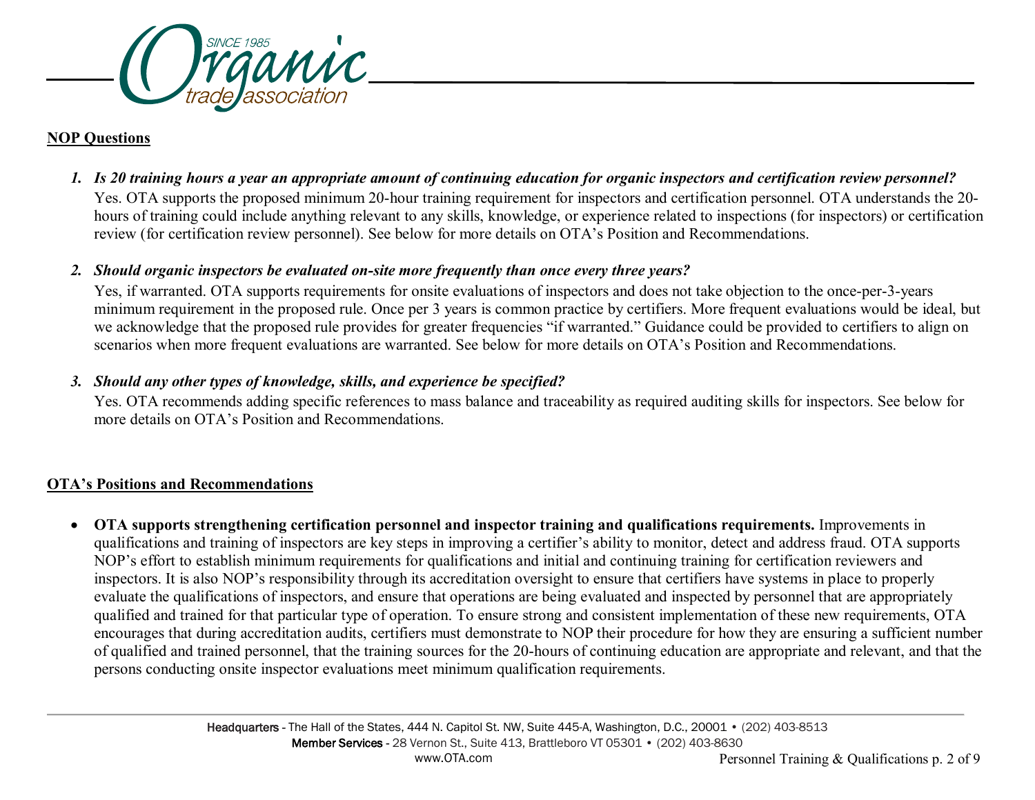## NOP Questions

1. ***Is 20 training hours a year an appropriate amount of continuing education for organic inspectors and certification review personnel?***
   Yes. OTA supports the proposed minimum 20-hour training requirement for inspectors and certification personnel. OTA understands the 20-hours of training could include anything relevant to any skills, knowledge, or experience related to inspections (for inspectors) or certification review (for certification review personnel). See below for more details on OTA's Position and Recommendations.

2. ***Should organic inspectors be evaluated on-site more frequently than once every three years?***
   Yes, if warranted. OTA supports requirements for onsite evaluations of inspectors and does not take objection to the once-per-3-years minimum requirement in the proposed rule. Once per 3 years is common practice by certifiers. More frequent evaluations would be ideal, but we acknowledge that the proposed rule provides for greater frequencies "if warranted." Guidance could be provided to certifiers to align on scenarios when more frequent evaluations are warranted. See below for more details on OTA's Position and Recommendations.

3. ***Should any other types of knowledge, skills, and experience be specified?***
   Yes. OTA recommends adding specific references to mass balance and traceability as required auditing skills for inspectors. See below for more details on OTA's Position and Recommendations.

## OTA's Positions and Recommendations

- **OTA supports strengthening certification personnel and inspector training and qualifications requirements.** Improvements in qualifications and training of inspectors are key steps in improving a certifier's ability to monitor, detect and address fraud. OTA supports NOP's effort to establish minimum requirements for qualifications and initial and continuing training for certification reviewers and inspectors. It is also NOP's responsibility through its accreditation oversight to ensure that certifiers have systems in place to properly evaluate the qualifications of inspectors, and ensure that operations are being evaluated and inspected by personnel that are appropriately qualified and trained for that particular type of operation. To ensure strong and consistent implementation of these new requirements, OTA encourages that during accreditation audits, certifiers must demonstrate to NOP their procedure for how they are ensuring a sufficient number of qualified and trained personnel, that the training sources for the 20-hours of continuing education are appropriate and relevant, and that the persons conducting onsite inspector evaluations meet minimum qualification requirements.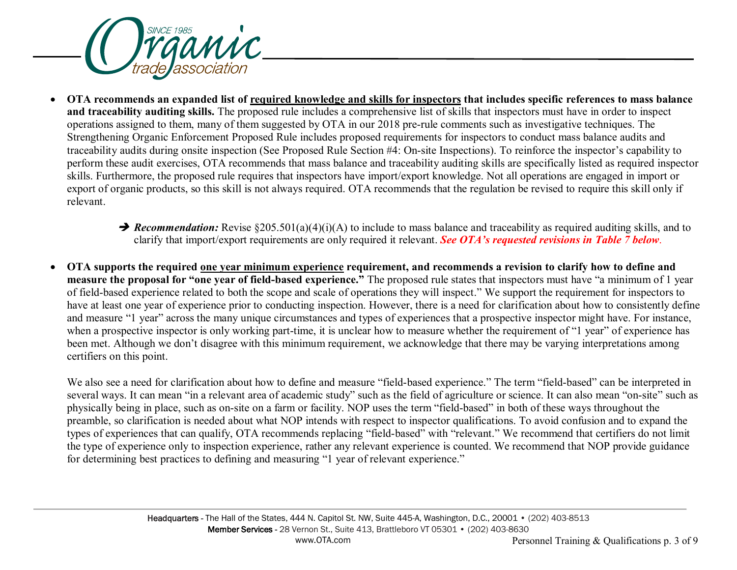- **OTA recommends an expanded list of <u>required knowledge and skills for inspectors</u> that includes specific references to mass balance and traceability auditing skills.** The proposed rule includes a comprehensive list of skills that inspectors must have in order to inspect operations assigned to them, many of them suggested by OTA in our 2018 pre-rule comments such as investigative techniques. The Strengthening Organic Enforcement Proposed Rule includes proposed requirements for inspectors to conduct mass balance audits and traceability audits during onsite inspection (See Proposed Rule Section #4: On-site Inspections). To reinforce the inspector's capability to perform these audit exercises, OTA recommends that mass balance and traceability auditing skills are specifically listed as required inspector skills. Furthermore, the proposed rule requires that inspectors have import/export knowledge. Not all operations are engaged in import or export of organic products, so this skill is not always required. OTA recommends that the regulation be revised to require this skill only if relevant.

  ➔ ***Recommendation:*** Revise §205.501(a)(4)(i)(A) to include to mass balance and traceability as required auditing skills, and to clarify that import/export requirements are only required it relevant. ***See OTA's requested revisions in Table 7 below***.

- **OTA supports the required <u>one year minimum experience</u> requirement, and recommends a revision to clarify how to define and measure the proposal for "one year of field-based experience."** The proposed rule states that inspectors must have "a minimum of 1 year of field-based experience related to both the scope and scale of operations they will inspect." We support the requirement for inspectors to have at least one year of experience prior to conducting inspection. However, there is a need for clarification about how to consistently define and measure "1 year" across the many unique circumstances and types of experiences that a prospective inspector might have. For instance, when a prospective inspector is only working part-time, it is unclear how to measure whether the requirement of "1 year" of experience has been met. Although we don't disagree with this minimum requirement, we acknowledge that there may be varying interpretations among certifiers on this point.

  We also see a need for clarification about how to define and measure "field-based experience." The term "field-based" can be interpreted in several ways. It can mean "in a relevant area of academic study" such as the field of agriculture or science. It can also mean "on-site" such as physically being in place, such as on-site on a farm or facility. NOP uses the term "field-based" in both of these ways throughout the preamble, so clarification is needed about what NOP intends with respect to inspector qualifications. To avoid confusion and to expand the types of experiences that can qualify, OTA recommends replacing "field-based" with "relevant." We recommend that certifiers do not limit the type of experience only to inspection experience, rather any relevant experience is counted. We recommend that NOP provide guidance for determining best practices to defining and measuring "1 year of relevant experience."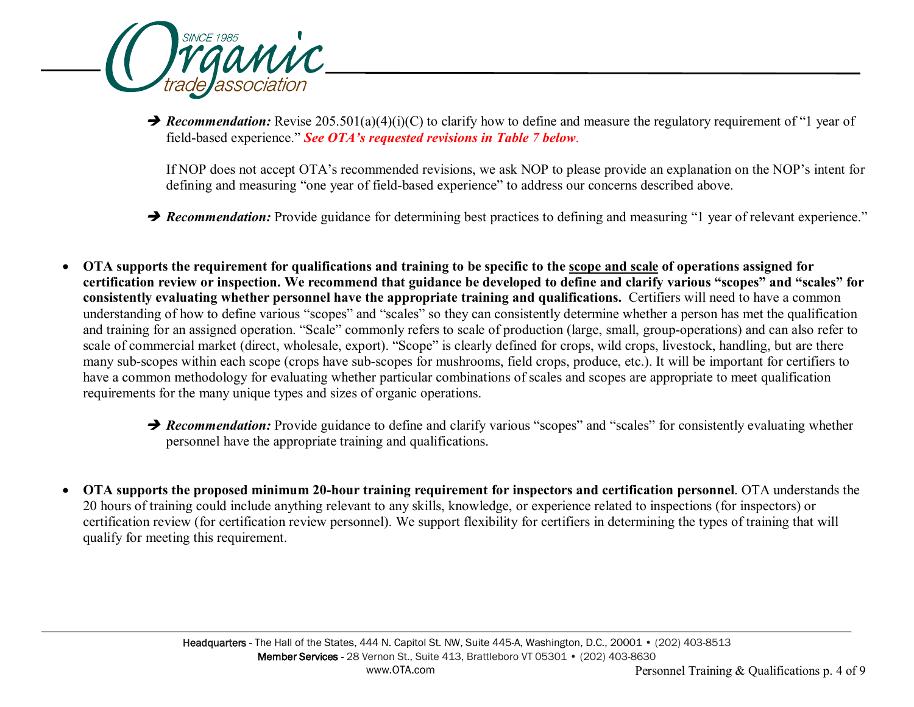➔ ***Recommendation:*** Revise 205.501(a)(4)(i)(C) to clarify how to define and measure the regulatory requirement of "1 year of field-based experience." ***See OTA's requested revisions in Table 7 below.***

If NOP does not accept OTA's recommended revisions, we ask NOP to please provide an explanation on the NOP's intent for defining and measuring "one year of field-based experience" to address our concerns described above.

➔ ***Recommendation:*** Provide guidance for determining best practices to defining and measuring "1 year of relevant experience."

- **OTA supports the requirement for qualifications and training to be specific to the <u>scope and scale</u> of operations assigned for certification review or inspection. We recommend that guidance be developed to define and clarify various "scopes" and "scales" for consistently evaluating whether personnel have the appropriate training and qualifications.** Certifiers will need to have a common understanding of how to define various "scopes" and "scales" so they can consistently determine whether a person has met the qualification and training for an assigned operation. "Scale" commonly refers to scale of production (large, small, group-operations) and can also refer to scale of commercial market (direct, wholesale, export). "Scope" is clearly defined for crops, wild crops, livestock, handling, but are there many sub-scopes within each scope (crops have sub-scopes for mushrooms, field crops, produce, etc.). It will be important for certifiers to have a common methodology for evaluating whether particular combinations of scales and scopes are appropriate to meet qualification requirements for the many unique types and sizes of organic operations.

  ➔ ***Recommendation:*** Provide guidance to define and clarify various "scopes" and "scales" for consistently evaluating whether personnel have the appropriate training and qualifications.

- **OTA supports the proposed minimum 20-hour training requirement for inspectors and certification personnel**. OTA understands the 20 hours of training could include anything relevant to any skills, knowledge, or experience related to inspections (for inspectors) or certification review (for certification review personnel). We support flexibility for certifiers in determining the types of training that will qualify for meeting this requirement.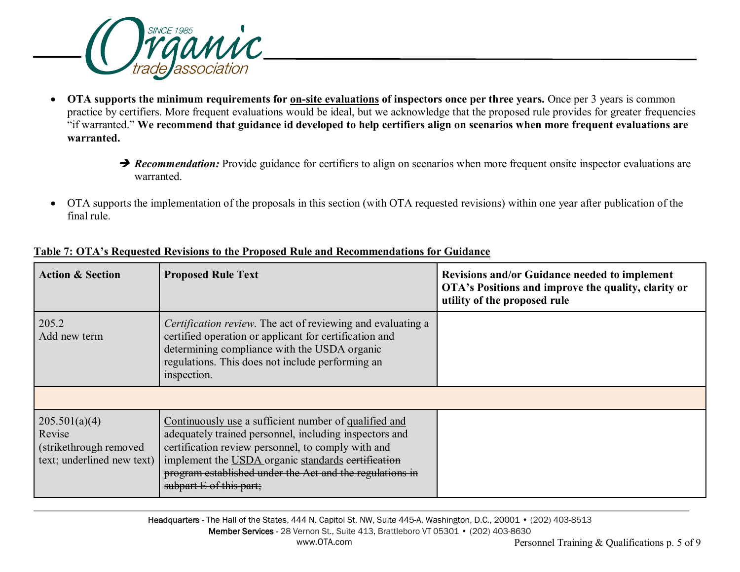- **OTA supports the minimum requirements for <u>on-site evaluations</u> of inspectors once per three years.** Once per 3 years is common practice by certifiers. More frequent evaluations would be ideal, but we acknowledge that the proposed rule provides for greater frequencies "if warranted." **We recommend that guidance id developed to help certifiers align on scenarios when more frequent evaluations are warranted.**

  ➔ ***Recommendation:*** Provide guidance for certifiers to align on scenarios when more frequent onsite inspector evaluations are warranted.

- OTA supports the implementation of the proposals in this section (with OTA requested revisions) within one year after publication of the final rule.

**<u>Table 7: OTA's Requested Revisions to the Proposed Rule and Recommendations for Guidance</u>**

| Action & Section | Proposed Rule Text | Revisions and/or Guidance needed to implement OTA's Positions and improve the quality, clarity or utility of the proposed rule |
|---|---|---|
| 205.2<br>Add new term | *Certification review.* The act of reviewing and evaluating a certified operation or applicant for certification and determining compliance with the USDA organic regulations. This does not include performing an inspection. | |
| | | |
| 205.501(a)(4)<br>Revise<br>(strikethrough removed text; underlined new text) | <u>Continuously use</u> a sufficient number of <u>qualified and</u> adequately trained personnel, including inspectors and certification review personnel, to comply with and implement the <u>USDA</u> organic <u>standards</u> ~~certification program established under the Act and the regulations in subpart E of this part;~~ | |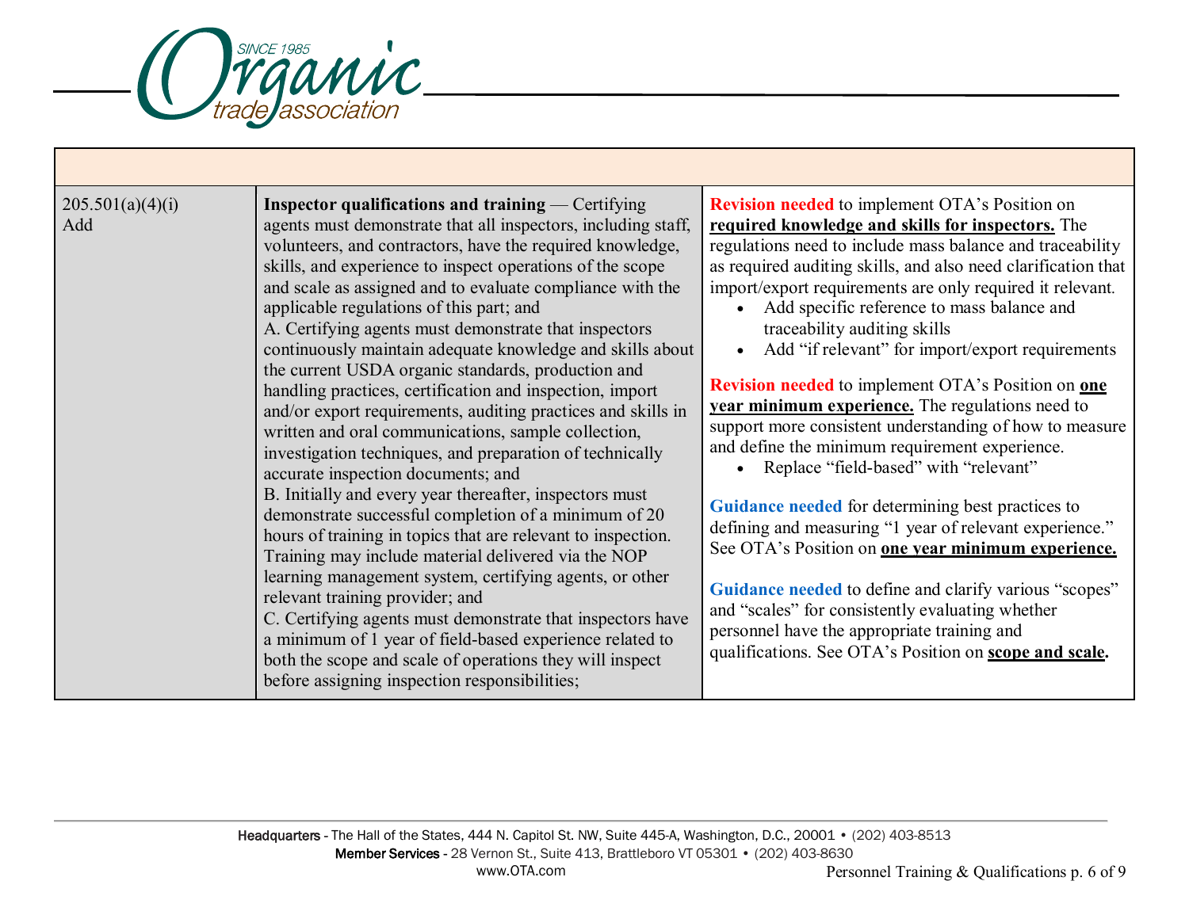|  |  |  |
|---|---|---|
| 205.501(a)(4)(i)<br>Add | **Inspector qualifications and training** — Certifying agents must demonstrate that all inspectors, including staff, volunteers, and contractors, have the required knowledge, skills, and experience to inspect operations of the scope and scale as assigned and to evaluate compliance with the applicable regulations of this part; and<br>A. Certifying agents must demonstrate that inspectors continuously maintain adequate knowledge and skills about the current USDA organic standards, production and handling practices, certification and inspection, import and/or export requirements, auditing practices and skills in written and oral communications, sample collection, investigation techniques, and preparation of technically accurate inspection documents; and<br>B. Initially and every year thereafter, inspectors must demonstrate successful completion of a minimum of 20 hours of training in topics that are relevant to inspection. Training may include material delivered via the NOP learning management system, certifying agents, or other relevant training provider; and<br>C. Certifying agents must demonstrate that inspectors have a minimum of 1 year of field-based experience related to both the scope and scale of operations they will inspect before assigning inspection responsibilities; | **Revision needed** to implement OTA's Position on **required knowledge and skills for inspectors.** The regulations need to include mass balance and traceability as required auditing skills, and also need clarification that import/export requirements are only required it relevant.<br>• Add specific reference to mass balance and traceability auditing skills<br>• Add "if relevant" for import/export requirements<br><br>**Revision needed** to implement OTA's Position on **one year minimum experience.** The regulations need to support more consistent understanding of how to measure and define the minimum requirement experience.<br>• Replace "field-based" with "relevant"<br><br>**Guidance needed** for determining best practices to defining and measuring "1 year of relevant experience." See OTA's Position on **one year minimum experience.**<br><br>**Guidance needed** to define and clarify various "scopes" and "scales" for consistently evaluating whether personnel have the appropriate training and qualifications. See OTA's Position on **scope and scale.** |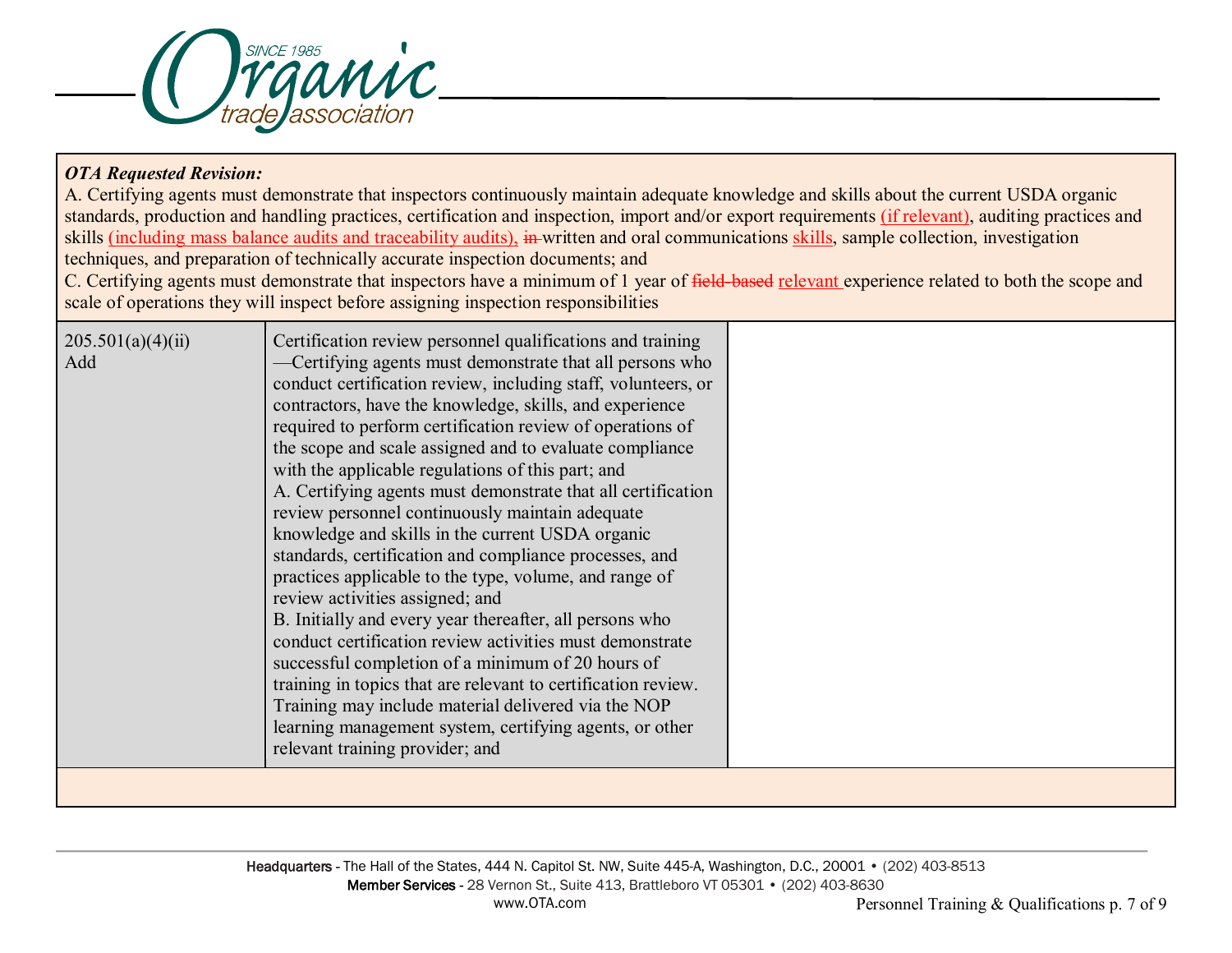**OTA Requested Revision:**

A. Certifying agents must demonstrate that inspectors continuously maintain adequate knowledge and skills about the current USDA organic standards, production and handling practices, certification and inspection, import and/or export requirements <u>(if relevant)</u>, auditing practices and skills <u>(including mass balance audits and traceability audits),</u> ~~in~~ written and oral communications <u>skills</u>, sample collection, investigation techniques, and preparation of technically accurate inspection documents; and

C. Certifying agents must demonstrate that inspectors have a minimum of 1 year of ~~field-based~~ <u>relevant</u> experience related to both the scope and scale of operations they will inspect before assigning inspection responsibilities

| | | |
|---|---|---|
| 205.501(a)(4)(ii) Add | Certification review personnel qualifications and training—Certifying agents must demonstrate that all persons who conduct certification review, including staff, volunteers, or contractors, have the knowledge, skills, and experience required to perform certification review of operations of the scope and scale assigned and to evaluate compliance with the applicable regulations of this part; and<br>A. Certifying agents must demonstrate that all certification review personnel continuously maintain adequate knowledge and skills in the current USDA organic standards, certification and compliance processes, and practices applicable to the type, volume, and range of review activities assigned; and<br>B. Initially and every year thereafter, all persons who conduct certification review activities must demonstrate successful completion of a minimum of 20 hours of training in topics that are relevant to certification review. Training may include material delivered via the NOP learning management system, certifying agents, or other relevant training provider; and | |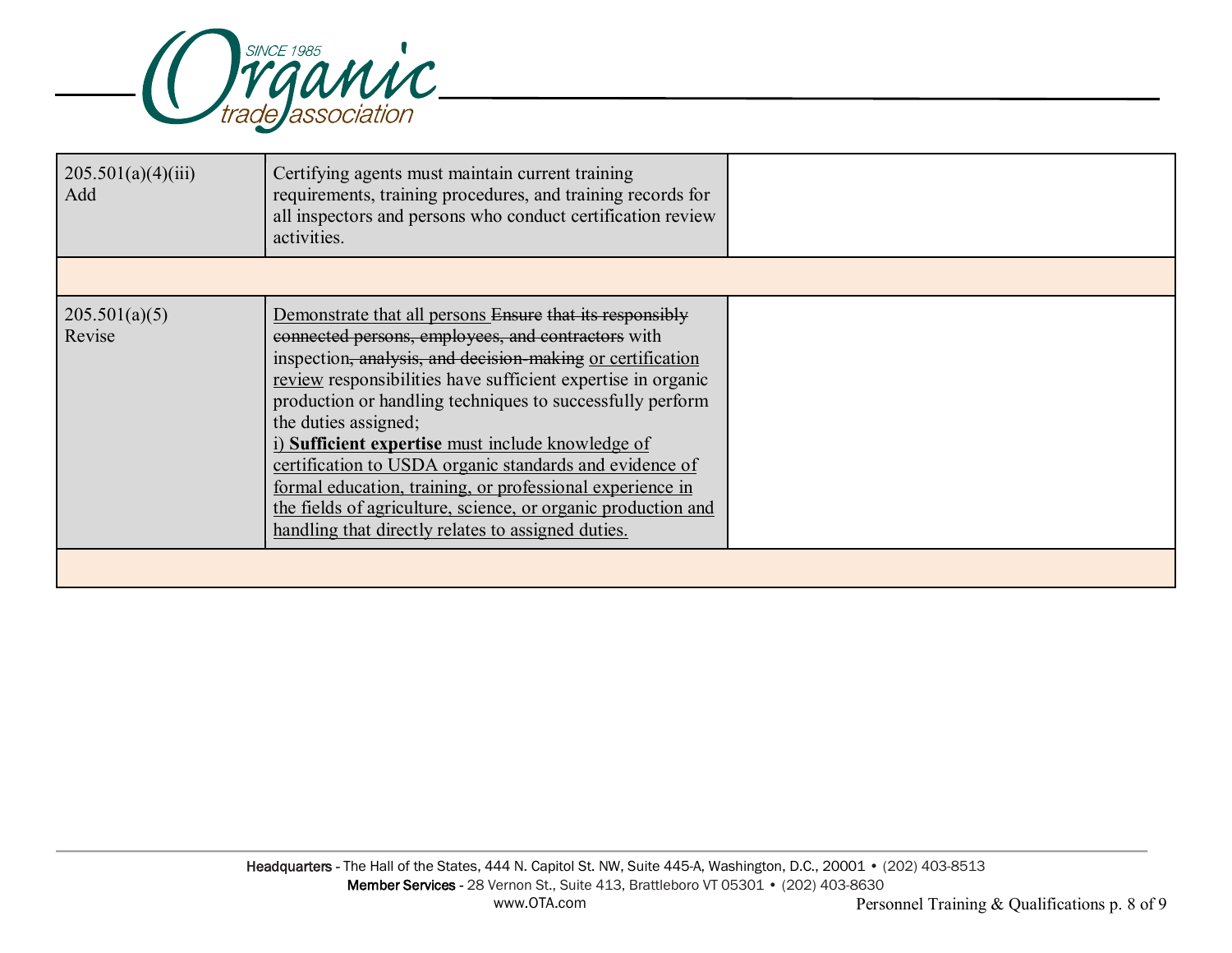| | | |
|---|---|---|
| 205.501(a)(4)(iii)<br>Add | Certifying agents must maintain current training requirements, training procedures, and training records for all inspectors and persons who conduct certification review activities. | |
| | | |
| 205.501(a)(5)<br>Revise | <u>Demonstrate that all persons</u> ~~Ensure that its responsibly connected persons, employees, and contractors~~ with inspection~~, analysis, and decision-making~~ <u>or certification review</u> responsibilities have sufficient expertise in organic production or handling techniques to successfully perform the duties assigned;<br><u>i) **Sufficient expertise** must include knowledge of certification to USDA organic standards and evidence of formal education, training, or professional experience in the fields of agriculture, science, or organic production and handling that directly relates to assigned duties.</u> | |
| | | |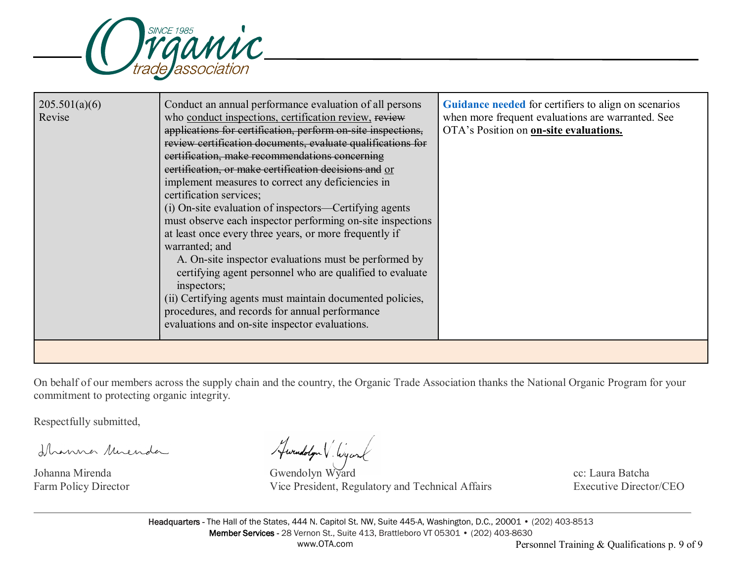| | | |
|---|---|---|
| 205.501(a)(6) Revise | Conduct an annual performance evaluation of all persons who <u>conduct inspections, certification review,</u> ~~review applications for certification, perform on-site inspections, review certification documents, evaluate qualifications for certification, make recommendations concerning certification, or make certification decisions and~~ <u>or</u> implement measures to correct any deficiencies in certification services;<br>(i) On-site evaluation of inspectors—Certifying agents must observe each inspector performing on-site inspections at least once every three years, or more frequently if warranted; and<br>A. On-site inspector evaluations must be performed by certifying agent personnel who are qualified to evaluate inspectors;<br>(ii) Certifying agents must maintain documented policies, procedures, and records for annual performance evaluations and on-site inspector evaluations. | **Guidance needed** for certifiers to align on scenarios when more frequent evaluations are warranted. See OTA's Position on **<u>on-site evaluations.</u>** |
| | | |

On behalf of our members across the supply chain and the country, the Organic Trade Association thanks the National Organic Program for your commitment to protecting organic integrity.

Respectfully submitted,

Johanna Mirenda
Farm Policy Director

Gwendolyn Wyard
Vice President, Regulatory and Technical Affairs

cc: Laura Batcha
Executive Director/CEO

Headquarters - The Hall of the States, 444 N. Capitol St. NW, Suite 445-A, Washington, D.C., 20001 • (202) 403-8513
Member Services - 28 Vernon St., Suite 413, Brattleboro VT 05301 • (202) 403-8630
www.OTA.com